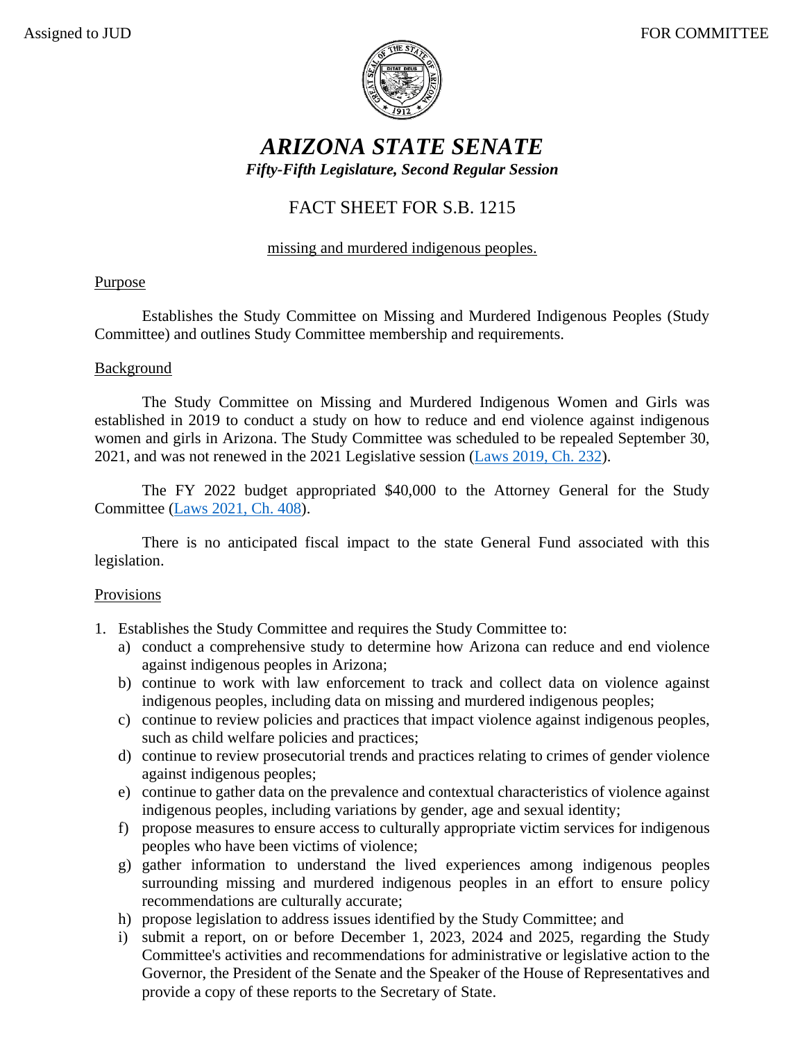Assigned to JUD FOR COMMITTEE

# ARIZONA STATE SENATE

***Fifty-Fifth Legislature, Second Regular Session***

## FACT SHEET FOR S.B. 1215

missing and murdered indigenous peoples.

### Purpose

Establishes the Study Committee on Missing and Murdered Indigenous Peoples (Study Committee) and outlines Study Committee membership and requirements.

### Background

The Study Committee on Missing and Murdered Indigenous Women and Girls was established in 2019 to conduct a study on how to reduce and end violence against indigenous women and girls in Arizona. The Study Committee was scheduled to be repealed September 30, 2021, and was not renewed in the 2021 Legislative session (Laws 2019, Ch. 232).

The FY 2022 budget appropriated $40,000 to the Attorney General for the Study Committee (Laws 2021, Ch. 408).

There is no anticipated fiscal impact to the state General Fund associated with this legislation.

### Provisions

1. Establishes the Study Committee and requires the Study Committee to:
   a) conduct a comprehensive study to determine how Arizona can reduce and end violence against indigenous peoples in Arizona;
   b) continue to work with law enforcement to track and collect data on violence against indigenous peoples, including data on missing and murdered indigenous peoples;
   c) continue to review policies and practices that impact violence against indigenous peoples, such as child welfare policies and practices;
   d) continue to review prosecutorial trends and practices relating to crimes of gender violence against indigenous peoples;
   e) continue to gather data on the prevalence and contextual characteristics of violence against indigenous peoples, including variations by gender, age and sexual identity;
   f) propose measures to ensure access to culturally appropriate victim services for indigenous peoples who have been victims of violence;
   g) gather information to understand the lived experiences among indigenous peoples surrounding missing and murdered indigenous peoples in an effort to ensure policy recommendations are culturally accurate;
   h) propose legislation to address issues identified by the Study Committee; and
   i) submit a report, on or before December 1, 2023, 2024 and 2025, regarding the Study Committee's activities and recommendations for administrative or legislative action to the Governor, the President of the Senate and the Speaker of the House of Representatives and provide a copy of these reports to the Secretary of State.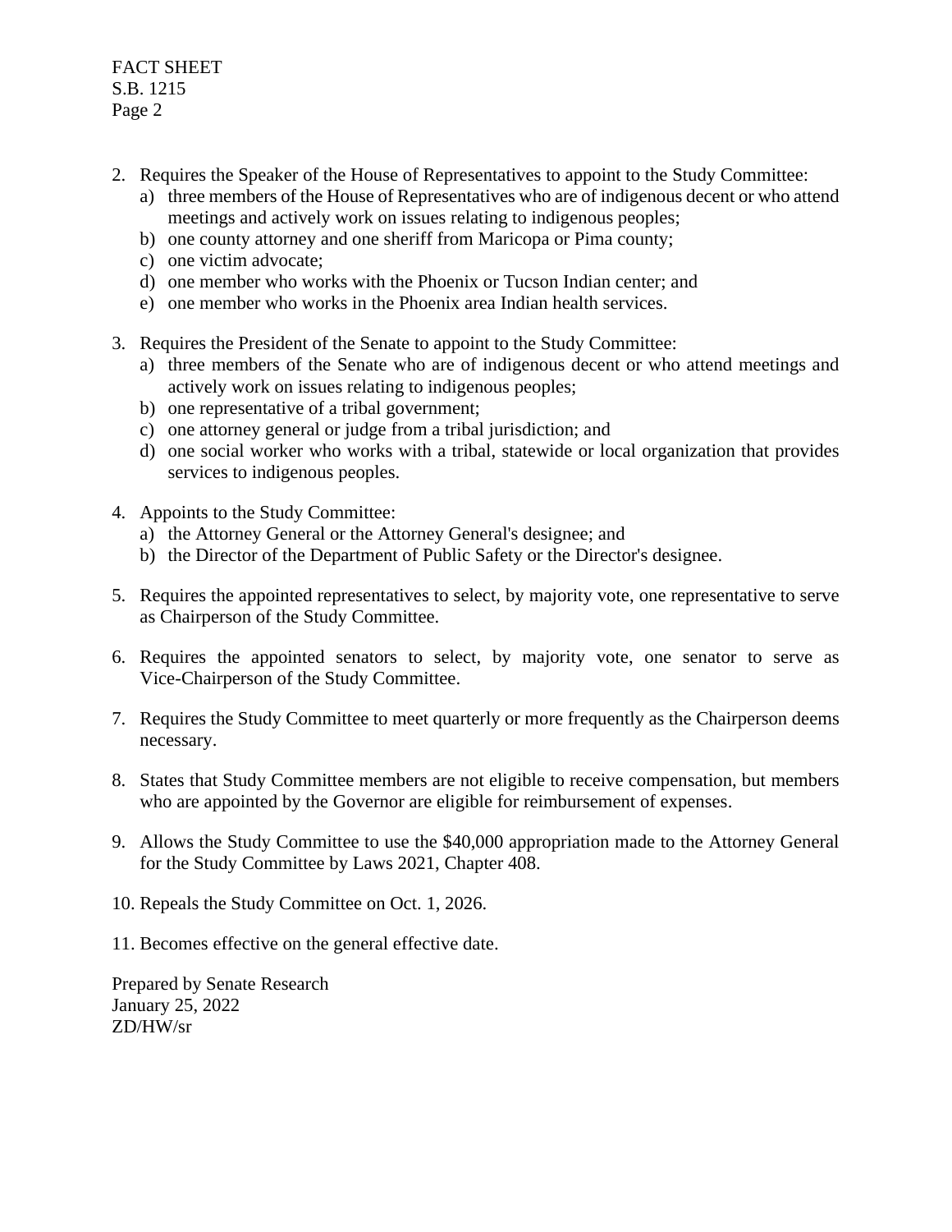2. Requires the Speaker of the House of Representatives to appoint to the Study Committee:
   a) three members of the House of Representatives who are of indigenous decent or who attend meetings and actively work on issues relating to indigenous peoples;
   b) one county attorney and one sheriff from Maricopa or Pima county;
   c) one victim advocate;
   d) one member who works with the Phoenix or Tucson Indian center; and
   e) one member who works in the Phoenix area Indian health services.

3. Requires the President of the Senate to appoint to the Study Committee:
   a) three members of the Senate who are of indigenous decent or who attend meetings and actively work on issues relating to indigenous peoples;
   b) one representative of a tribal government;
   c) one attorney general or judge from a tribal jurisdiction; and
   d) one social worker who works with a tribal, statewide or local organization that provides services to indigenous peoples.

4. Appoints to the Study Committee:
   a) the Attorney General or the Attorney General's designee; and
   b) the Director of the Department of Public Safety or the Director's designee.

5. Requires the appointed representatives to select, by majority vote, one representative to serve as Chairperson of the Study Committee.

6. Requires the appointed senators to select, by majority vote, one senator to serve as Vice-Chairperson of the Study Committee.

7. Requires the Study Committee to meet quarterly or more frequently as the Chairperson deems necessary.

8. States that Study Committee members are not eligible to receive compensation, but members who are appointed by the Governor are eligible for reimbursement of expenses.

9. Allows the Study Committee to use the $40,000 appropriation made to the Attorney General for the Study Committee by Laws 2021, Chapter 408.

10. Repeals the Study Committee on Oct. 1, 2026.

11. Becomes effective on the general effective date.

Prepared by Senate Research
January 25, 2022
ZD/HW/sr